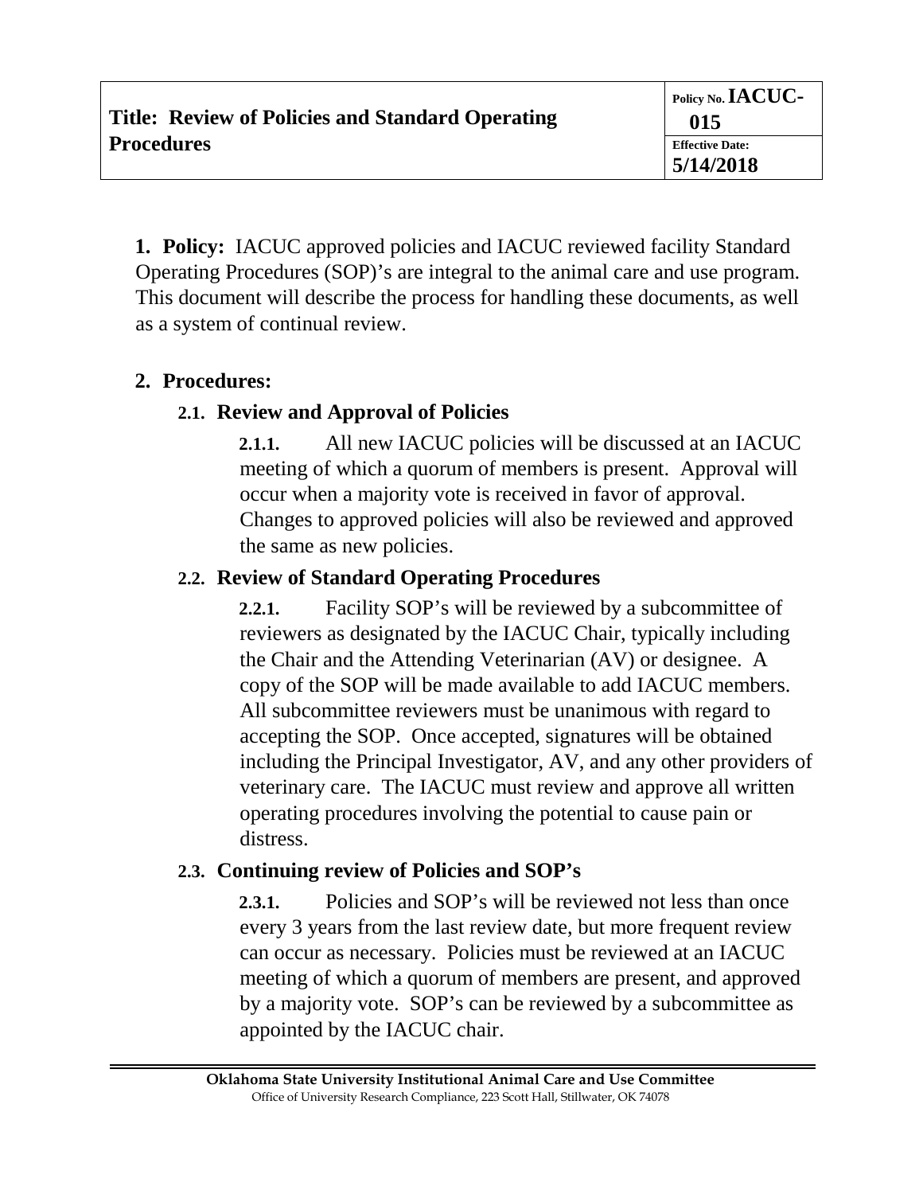| **Title: Review of Policies and Standard Operating Procedures** | Policy No. **IACUC-015** |
| --- | --- |
| | Effective Date: **5/14/2018** |

**1. Policy:** IACUC approved policies and IACUC reviewed facility Standard Operating Procedures (SOP)'s are integral to the animal care and use program. This document will describe the process for handling these documents, as well as a system of continual review.

## 2. Procedures:

### 2.1. Review and Approval of Policies

**2.1.1.** All new IACUC policies will be discussed at an IACUC meeting of which a quorum of members is present. Approval will occur when a majority vote is received in favor of approval. Changes to approved policies will also be reviewed and approved the same as new policies.

### 2.2. Review of Standard Operating Procedures

**2.2.1.** Facility SOP's will be reviewed by a subcommittee of reviewers as designated by the IACUC Chair, typically including the Chair and the Attending Veterinarian (AV) or designee. A copy of the SOP will be made available to add IACUC members. All subcommittee reviewers must be unanimous with regard to accepting the SOP. Once accepted, signatures will be obtained including the Principal Investigator, AV, and any other providers of veterinary care. The IACUC must review and approve all written operating procedures involving the potential to cause pain or distress.

### 2.3. Continuing review of Policies and SOP's

**2.3.1.** Policies and SOP's will be reviewed not less than once every 3 years from the last review date, but more frequent review can occur as necessary. Policies must be reviewed at an IACUC meeting of which a quorum of members are present, and approved by a majority vote. SOP's can be reviewed by a subcommittee as appointed by the IACUC chair.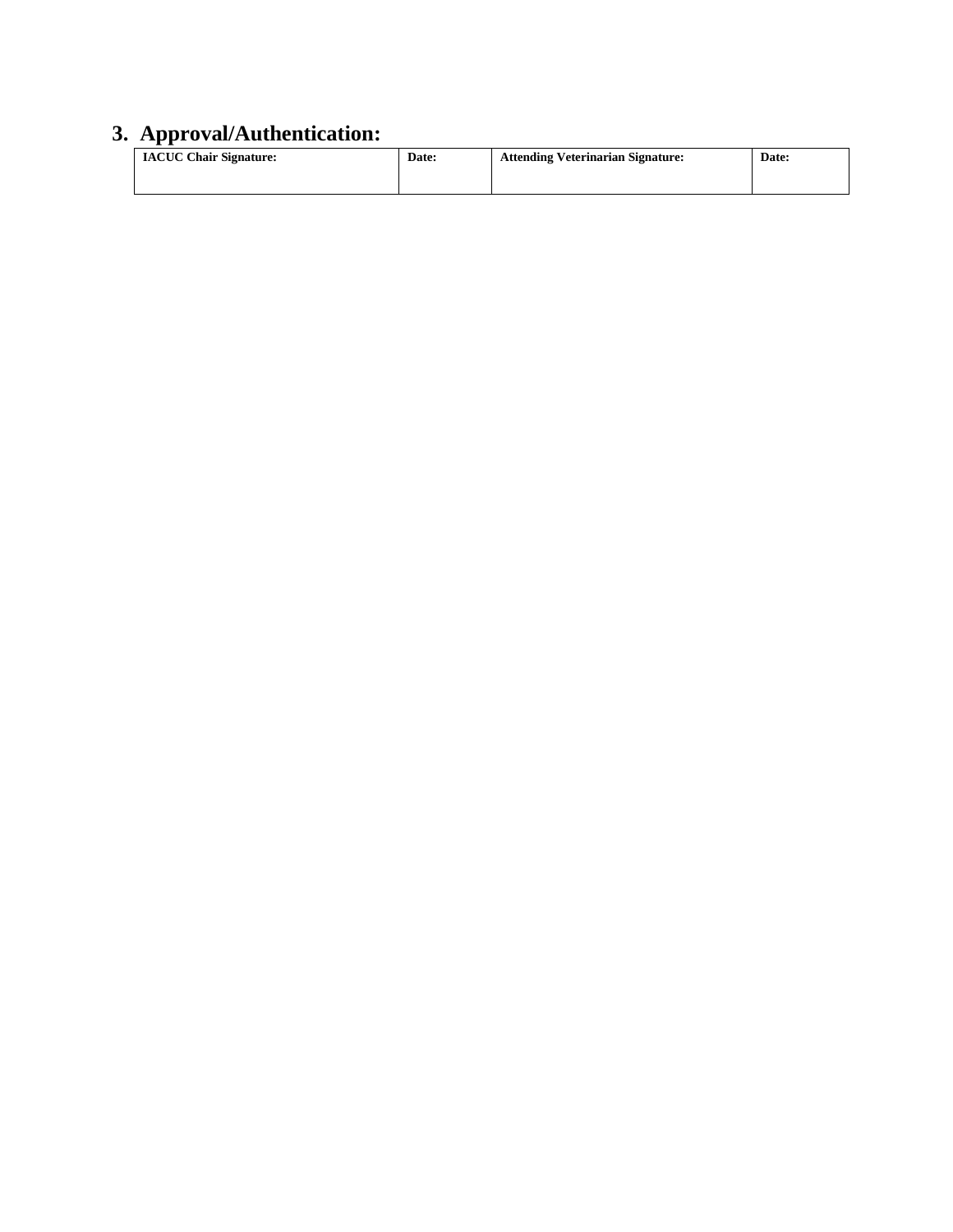## 3. Approval/Authentication:

| IACUC Chair Signature: | Date: | Attending Veterinarian Signature: | Date: |
|---|---|---|---|
| | | | |